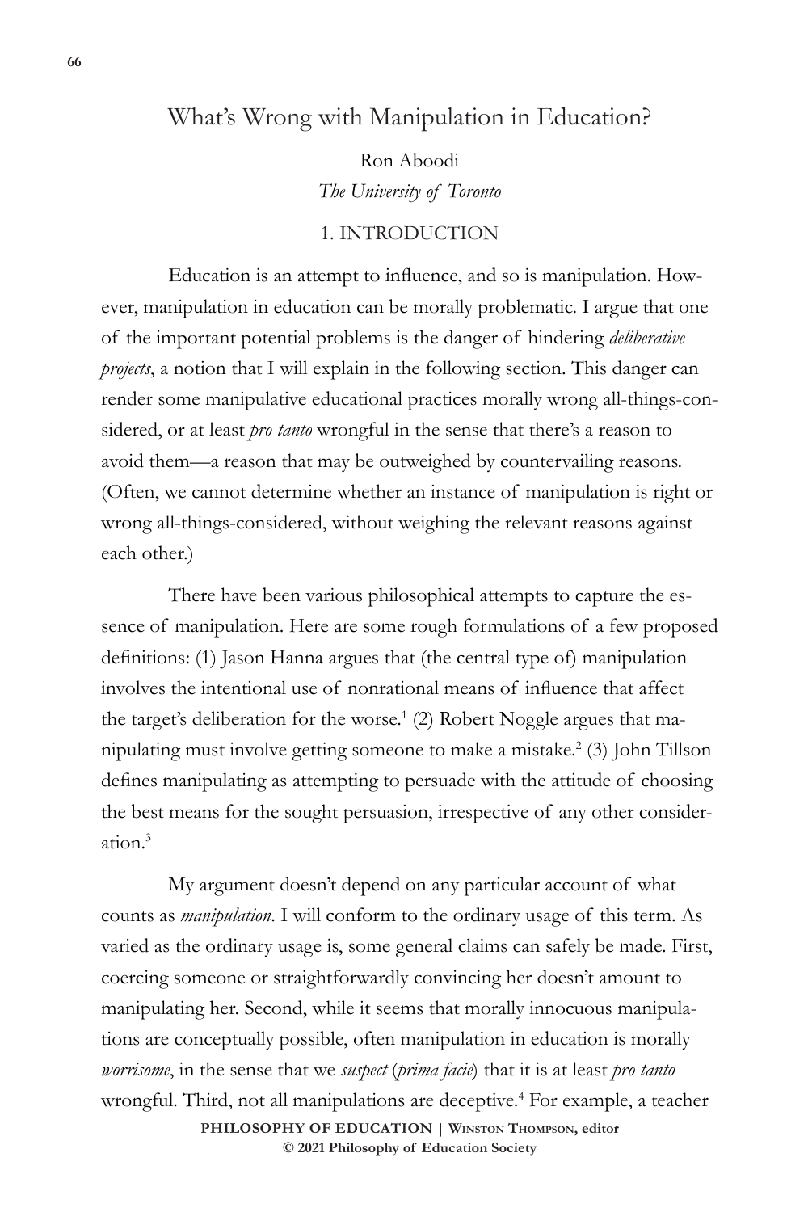# What's Wrong with Manipulation in Education?

Ron Aboodi
*The University of Toronto*

## 1. INTRODUCTION

Education is an attempt to influence, and so is manipulation. However, manipulation in education can be morally problematic. I argue that one of the important potential problems is the danger of hindering *deliberative projects*, a notion that I will explain in the following section. This danger can render some manipulative educational practices morally wrong all-things-considered, or at least *pro tanto* wrongful in the sense that there's a reason to avoid them—a reason that may be outweighed by countervailing reasons. (Often, we cannot determine whether an instance of manipulation is right or wrong all-things-considered, without weighing the relevant reasons against each other.)

There have been various philosophical attempts to capture the essence of manipulation. Here are some rough formulations of a few proposed definitions: (1) Jason Hanna argues that (the central type of) manipulation involves the intentional use of nonrational means of influence that affect the target's deliberation for the worse.[1] (2) Robert Noggle argues that manipulating must involve getting someone to make a mistake.[2] (3) John Tillson defines manipulating as attempting to persuade with the attitude of choosing the best means for the sought persuasion, irrespective of any other consideration.[3]

My argument doesn't depend on any particular account of what counts as *manipulation*. I will conform to the ordinary usage of this term. As varied as the ordinary usage is, some general claims can safely be made. First, coercing someone or straightforwardly convincing her doesn't amount to manipulating her. Second, while it seems that morally innocuous manipulations are conceptually possible, often manipulation in education is morally *worrisome*, in the sense that we *suspect* (*prima facie*) that it is at least *pro tanto* wrongful. Third, not all manipulations are deceptive.[4] For example, a teacher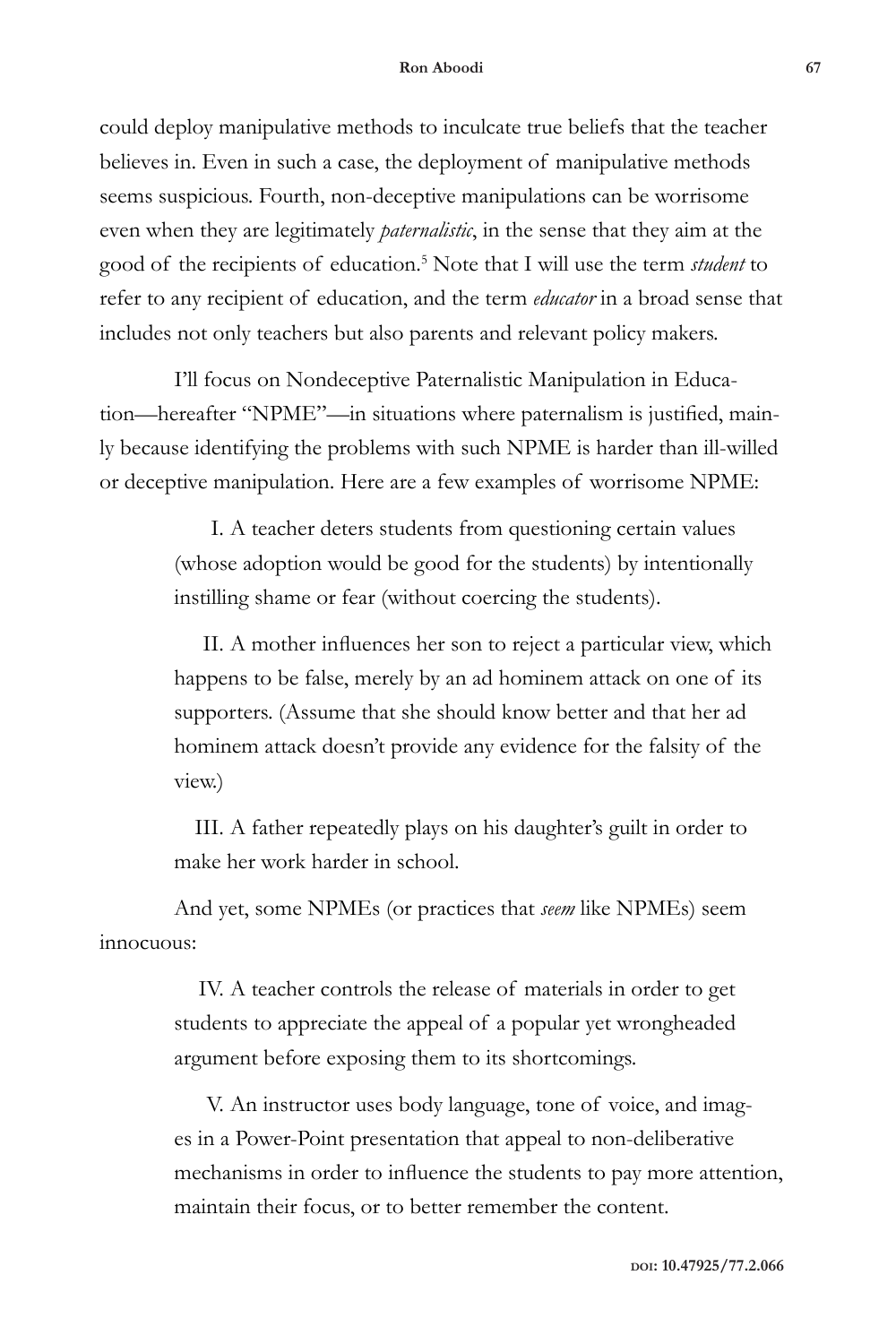could deploy manipulative methods to inculcate true beliefs that the teacher believes in. Even in such a case, the deployment of manipulative methods seems suspicious. Fourth, non-deceptive manipulations can be worrisome even when they are legitimately *paternalistic*, in the sense that they aim at the good of the recipients of education.[5] Note that I will use the term *student* to refer to any recipient of education, and the term *educator* in a broad sense that includes not only teachers but also parents and relevant policy makers.

I'll focus on Nondeceptive Paternalistic Manipulation in Education—hereafter "NPME"—in situations where paternalism is justified, mainly because identifying the problems with such NPME is harder than ill-willed or deceptive manipulation. Here are a few examples of worrisome NPME:

> I. A teacher deters students from questioning certain values (whose adoption would be good for the students) by intentionally instilling shame or fear (without coercing the students).
>
> II. A mother influences her son to reject a particular view, which happens to be false, merely by an ad hominem attack on one of its supporters. (Assume that she should know better and that her ad hominem attack doesn't provide any evidence for the falsity of the view.)
>
> III. A father repeatedly plays on his daughter's guilt in order to make her work harder in school.

And yet, some NPMEs (or practices that *seem* like NPMEs) seem innocuous:

> IV. A teacher controls the release of materials in order to get students to appreciate the appeal of a popular yet wrongheaded argument before exposing them to its shortcomings.
>
> V. An instructor uses body language, tone of voice, and images in a Power-Point presentation that appeal to non-deliberative mechanisms in order to influence the students to pay more attention, maintain their focus, or to better remember the content.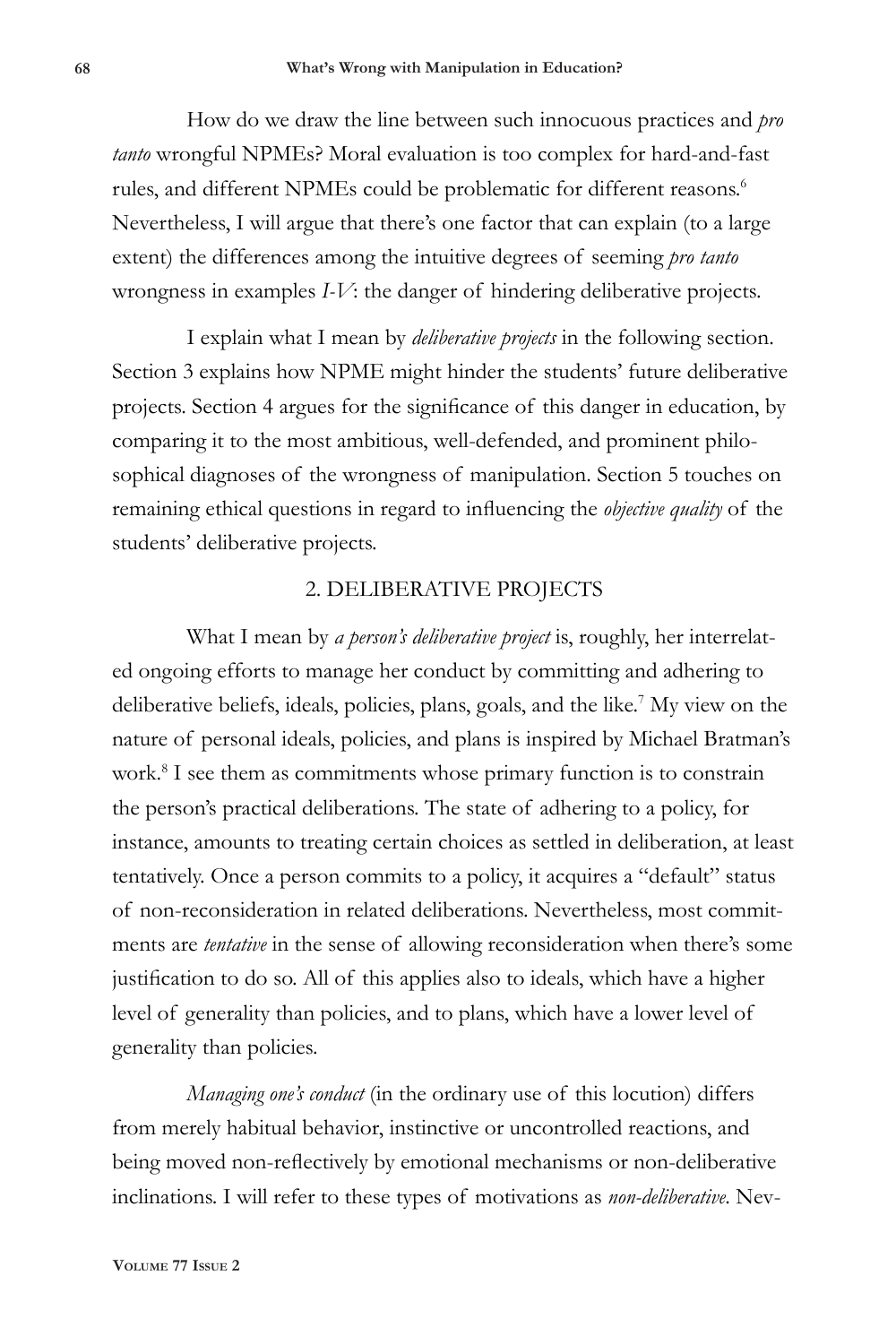How do we draw the line between such innocuous practices and *pro tanto* wrongful NPMEs? Moral evaluation is too complex for hard-and-fast rules, and different NPMEs could be problematic for different reasons.[6] Nevertheless, I will argue that there's one factor that can explain (to a large extent) the differences among the intuitive degrees of seeming *pro tanto* wrongness in examples *I-V*: the danger of hindering deliberative projects.

I explain what I mean by *deliberative projects* in the following section. Section 3 explains how NPME might hinder the students' future deliberative projects. Section 4 argues for the significance of this danger in education, by comparing it to the most ambitious, well-defended, and prominent philosophical diagnoses of the wrongness of manipulation. Section 5 touches on remaining ethical questions in regard to influencing the *objective quality* of the students' deliberative projects.

## 2. DELIBERATIVE PROJECTS

What I mean by *a person's deliberative project* is, roughly, her interrelated ongoing efforts to manage her conduct by committing and adhering to deliberative beliefs, ideals, policies, plans, goals, and the like.[7] My view on the nature of personal ideals, policies, and plans is inspired by Michael Bratman's work.[8] I see them as commitments whose primary function is to constrain the person's practical deliberations. The state of adhering to a policy, for instance, amounts to treating certain choices as settled in deliberation, at least tentatively. Once a person commits to a policy, it acquires a "default" status of non-reconsideration in related deliberations. Nevertheless, most commitments are *tentative* in the sense of allowing reconsideration when there's some justification to do so. All of this applies also to ideals, which have a higher level of generality than policies, and to plans, which have a lower level of generality than policies.

*Managing one's conduct* (in the ordinary use of this locution) differs from merely habitual behavior, instinctive or uncontrolled reactions, and being moved non-reflectively by emotional mechanisms or non-deliberative inclinations. I will refer to these types of motivations as *non-deliberative*. Nev-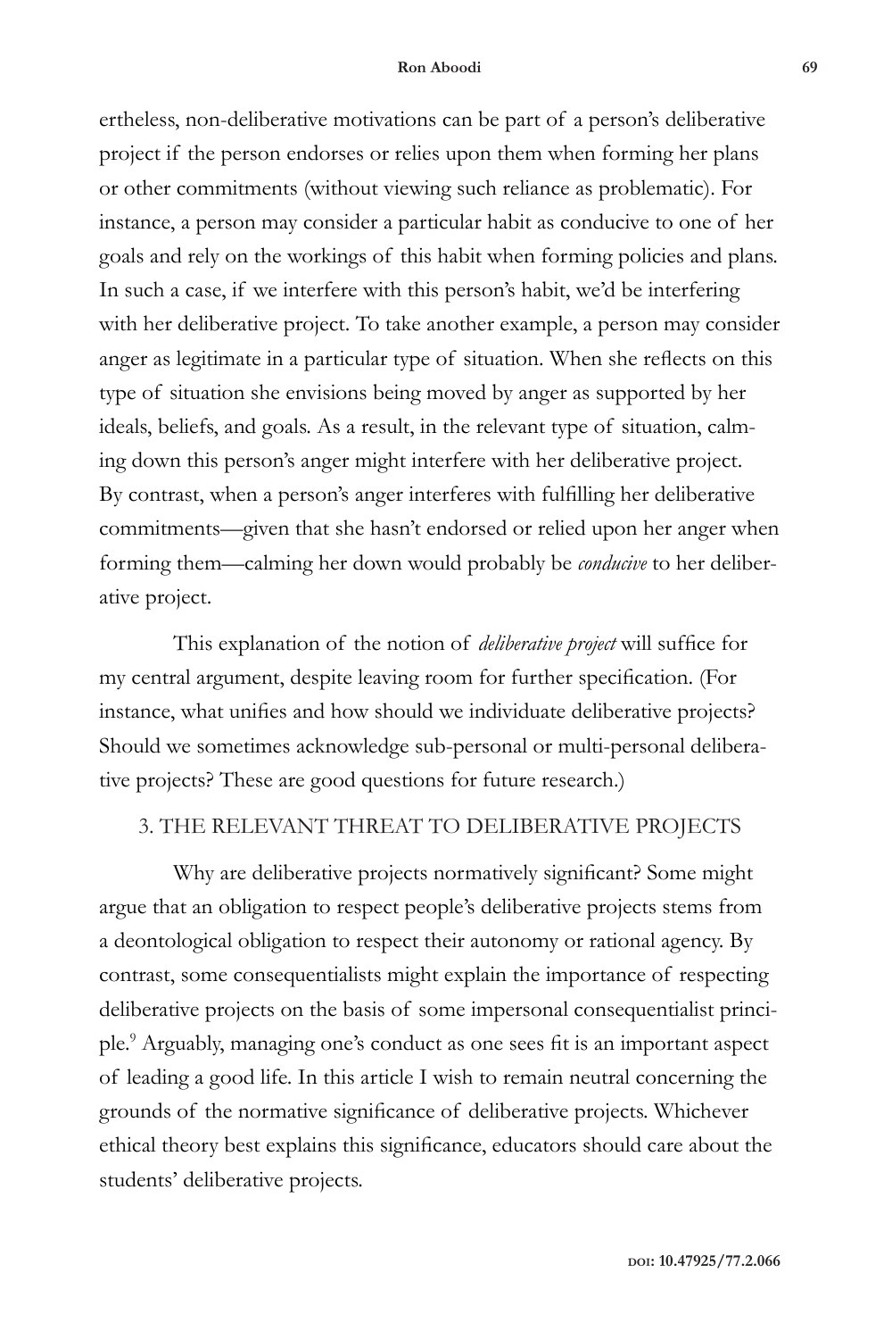ertheless, non-deliberative motivations can be part of a person's deliberative project if the person endorses or relies upon them when forming her plans or other commitments (without viewing such reliance as problematic). For instance, a person may consider a particular habit as conducive to one of her goals and rely on the workings of this habit when forming policies and plans. In such a case, if we interfere with this person's habit, we'd be interfering with her deliberative project. To take another example, a person may consider anger as legitimate in a particular type of situation. When she reflects on this type of situation she envisions being moved by anger as supported by her ideals, beliefs, and goals. As a result, in the relevant type of situation, calming down this person's anger might interfere with her deliberative project. By contrast, when a person's anger interferes with fulfilling her deliberative commitments—given that she hasn't endorsed or relied upon her anger when forming them—calming her down would probably be *conducive* to her deliberative project.

This explanation of the notion of *deliberative project* will suffice for my central argument, despite leaving room for further specification. (For instance, what unifies and how should we individuate deliberative projects? Should we sometimes acknowledge sub-personal or multi-personal deliberative projects? These are good questions for future research.)

## 3. THE RELEVANT THREAT TO DELIBERATIVE PROJECTS

Why are deliberative projects normatively significant? Some might argue that an obligation to respect people's deliberative projects stems from a deontological obligation to respect their autonomy or rational agency. By contrast, some consequentialists might explain the importance of respecting deliberative projects on the basis of some impersonal consequentialist principle.[9] Arguably, managing one's conduct as one sees fit is an important aspect of leading a good life. In this article I wish to remain neutral concerning the grounds of the normative significance of deliberative projects. Whichever ethical theory best explains this significance, educators should care about the students' deliberative projects.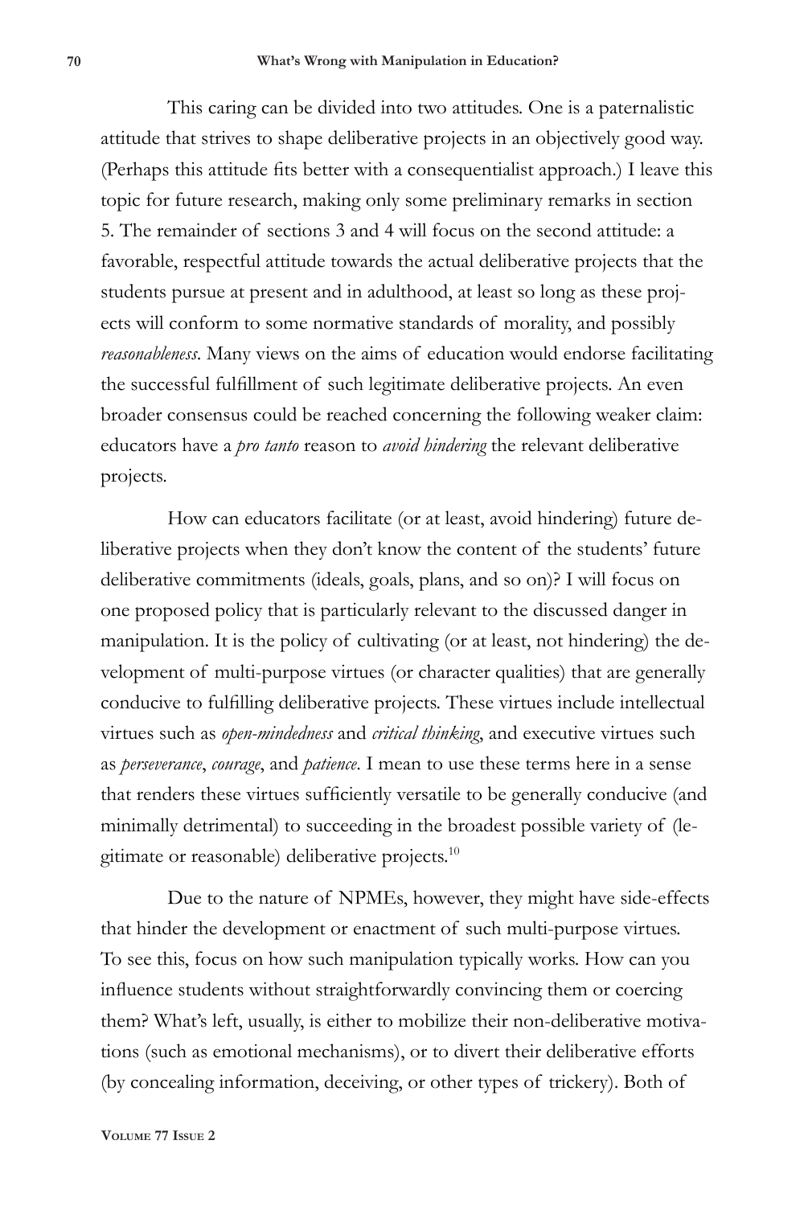This caring can be divided into two attitudes. One is a paternalistic attitude that strives to shape deliberative projects in an objectively good way. (Perhaps this attitude fits better with a consequentialist approach.) I leave this topic for future research, making only some preliminary remarks in section 5. The remainder of sections 3 and 4 will focus on the second attitude: a favorable, respectful attitude towards the actual deliberative projects that the students pursue at present and in adulthood, at least so long as these projects will conform to some normative standards of morality, and possibly *reasonableness*. Many views on the aims of education would endorse facilitating the successful fulfillment of such legitimate deliberative projects. An even broader consensus could be reached concerning the following weaker claim: educators have a *pro tanto* reason to *avoid hindering* the relevant deliberative projects.

How can educators facilitate (or at least, avoid hindering) future deliberative projects when they don't know the content of the students' future deliberative commitments (ideals, goals, plans, and so on)? I will focus on one proposed policy that is particularly relevant to the discussed danger in manipulation. It is the policy of cultivating (or at least, not hindering) the development of multi-purpose virtues (or character qualities) that are generally conducive to fulfilling deliberative projects. These virtues include intellectual virtues such as *open-mindedness* and *critical thinking*, and executive virtues such as *perseverance*, *courage*, and *patience*. I mean to use these terms here in a sense that renders these virtues sufficiently versatile to be generally conducive (and minimally detrimental) to succeeding in the broadest possible variety of (legitimate or reasonable) deliberative projects.[10]

Due to the nature of NPMEs, however, they might have side-effects that hinder the development or enactment of such multi-purpose virtues. To see this, focus on how such manipulation typically works. How can you influence students without straightforwardly convincing them or coercing them? What's left, usually, is either to mobilize their non-deliberative motivations (such as emotional mechanisms), or to divert their deliberative efforts (by concealing information, deceiving, or other types of trickery). Both of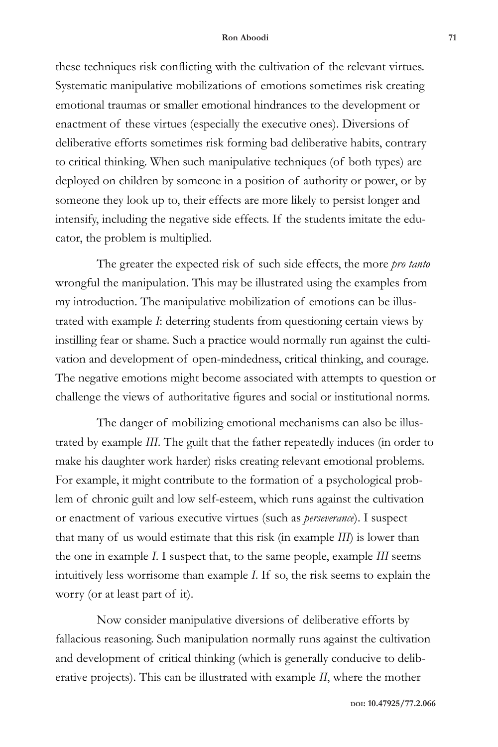these techniques risk conflicting with the cultivation of the relevant virtues. Systematic manipulative mobilizations of emotions sometimes risk creating emotional traumas or smaller emotional hindrances to the development or enactment of these virtues (especially the executive ones). Diversions of deliberative efforts sometimes risk forming bad deliberative habits, contrary to critical thinking. When such manipulative techniques (of both types) are deployed on children by someone in a position of authority or power, or by someone they look up to, their effects are more likely to persist longer and intensify, including the negative side effects. If the students imitate the educator, the problem is multiplied.

The greater the expected risk of such side effects, the more *pro tanto* wrongful the manipulation. This may be illustrated using the examples from my introduction. The manipulative mobilization of emotions can be illustrated with example *I*: deterring students from questioning certain views by instilling fear or shame. Such a practice would normally run against the cultivation and development of open-mindedness, critical thinking, and courage. The negative emotions might become associated with attempts to question or challenge the views of authoritative figures and social or institutional norms.

The danger of mobilizing emotional mechanisms can also be illustrated by example *III*. The guilt that the father repeatedly induces (in order to make his daughter work harder) risks creating relevant emotional problems. For example, it might contribute to the formation of a psychological problem of chronic guilt and low self-esteem, which runs against the cultivation or enactment of various executive virtues (such as *perseverance*). I suspect that many of us would estimate that this risk (in example *III*) is lower than the one in example *I*. I suspect that, to the same people, example *III* seems intuitively less worrisome than example *I*. If so, the risk seems to explain the worry (or at least part of it).

Now consider manipulative diversions of deliberative efforts by fallacious reasoning. Such manipulation normally runs against the cultivation and development of critical thinking (which is generally conducive to deliberative projects). This can be illustrated with example *II*, where the mother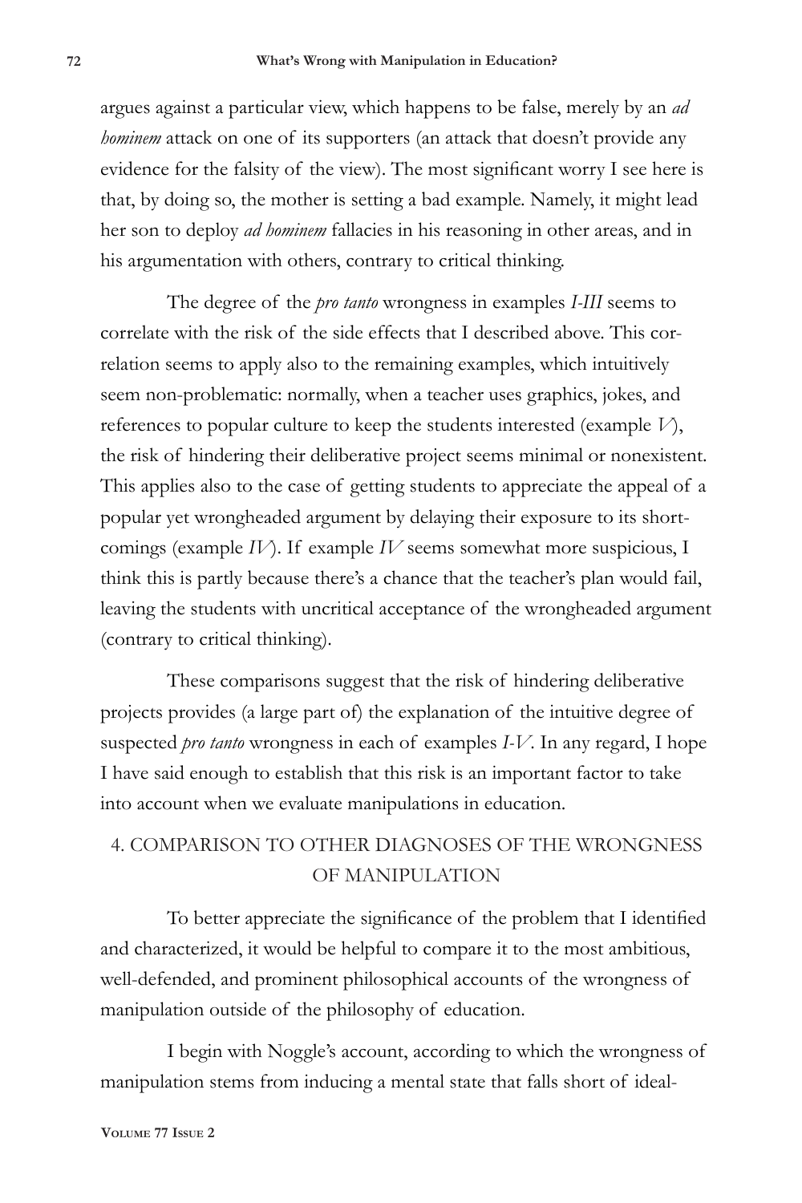argues against a particular view, which happens to be false, merely by an *ad hominem* attack on one of its supporters (an attack that doesn't provide any evidence for the falsity of the view). The most significant worry I see here is that, by doing so, the mother is setting a bad example. Namely, it might lead her son to deploy *ad hominem* fallacies in his reasoning in other areas, and in his argumentation with others, contrary to critical thinking.

The degree of the *pro tanto* wrongness in examples *I-III* seems to correlate with the risk of the side effects that I described above. This correlation seems to apply also to the remaining examples, which intuitively seem non-problematic: normally, when a teacher uses graphics, jokes, and references to popular culture to keep the students interested (example *V*), the risk of hindering their deliberative project seems minimal or nonexistent. This applies also to the case of getting students to appreciate the appeal of a popular yet wrongheaded argument by delaying their exposure to its shortcomings (example *IV*). If example *IV* seems somewhat more suspicious, I think this is partly because there's a chance that the teacher's plan would fail, leaving the students with uncritical acceptance of the wrongheaded argument (contrary to critical thinking).

These comparisons suggest that the risk of hindering deliberative projects provides (a large part of) the explanation of the intuitive degree of suspected *pro tanto* wrongness in each of examples *I-V*. In any regard, I hope I have said enough to establish that this risk is an important factor to take into account when we evaluate manipulations in education.

## 4. COMPARISON TO OTHER DIAGNOSES OF THE WRONGNESS OF MANIPULATION

To better appreciate the significance of the problem that I identified and characterized, it would be helpful to compare it to the most ambitious, well-defended, and prominent philosophical accounts of the wrongness of manipulation outside of the philosophy of education.

I begin with Noggle's account, according to which the wrongness of manipulation stems from inducing a mental state that falls short of ideal-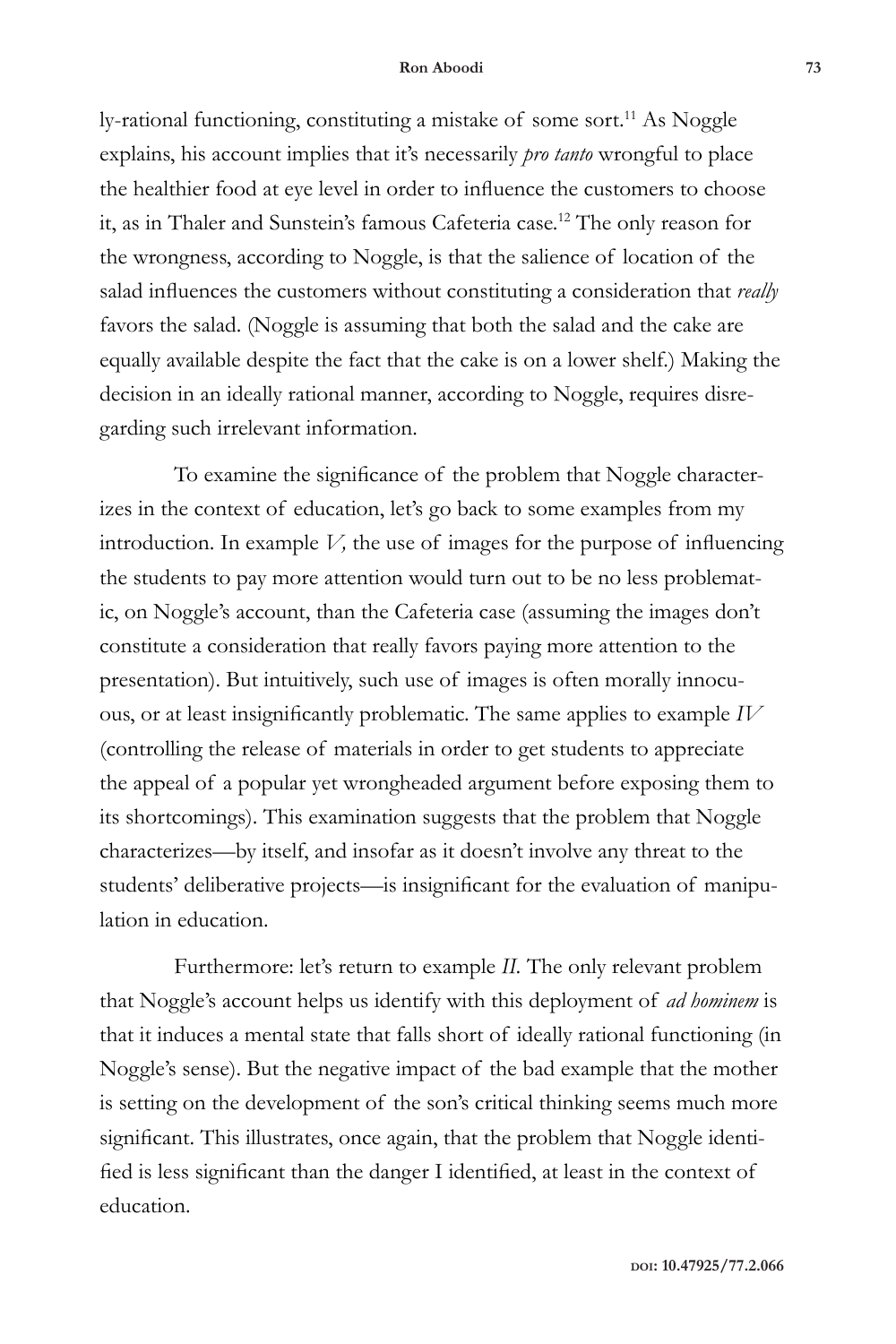ly-rational functioning, constituting a mistake of some sort.[11] As Noggle explains, his account implies that it's necessarily *pro tanto* wrongful to place the healthier food at eye level in order to influence the customers to choose it, as in Thaler and Sunstein's famous Cafeteria case.[12] The only reason for the wrongness, according to Noggle, is that the salience of location of the salad influences the customers without constituting a consideration that *really* favors the salad. (Noggle is assuming that both the salad and the cake are equally available despite the fact that the cake is on a lower shelf.) Making the decision in an ideally rational manner, according to Noggle, requires disregarding such irrelevant information.

To examine the significance of the problem that Noggle characterizes in the context of education, let's go back to some examples from my introduction. In example *V,* the use of images for the purpose of influencing the students to pay more attention would turn out to be no less problematic, on Noggle's account, than the Cafeteria case (assuming the images don't constitute a consideration that really favors paying more attention to the presentation). But intuitively, such use of images is often morally innocuous, or at least insignificantly problematic. The same applies to example *IV* (controlling the release of materials in order to get students to appreciate the appeal of a popular yet wrongheaded argument before exposing them to its shortcomings). This examination suggests that the problem that Noggle characterizes—by itself, and insofar as it doesn't involve any threat to the students' deliberative projects—is insignificant for the evaluation of manipulation in education.

Furthermore: let's return to example *II.* The only relevant problem that Noggle's account helps us identify with this deployment of *ad hominem* is that it induces a mental state that falls short of ideally rational functioning (in Noggle's sense). But the negative impact of the bad example that the mother is setting on the development of the son's critical thinking seems much more significant. This illustrates, once again, that the problem that Noggle identified is less significant than the danger I identified, at least in the context of education.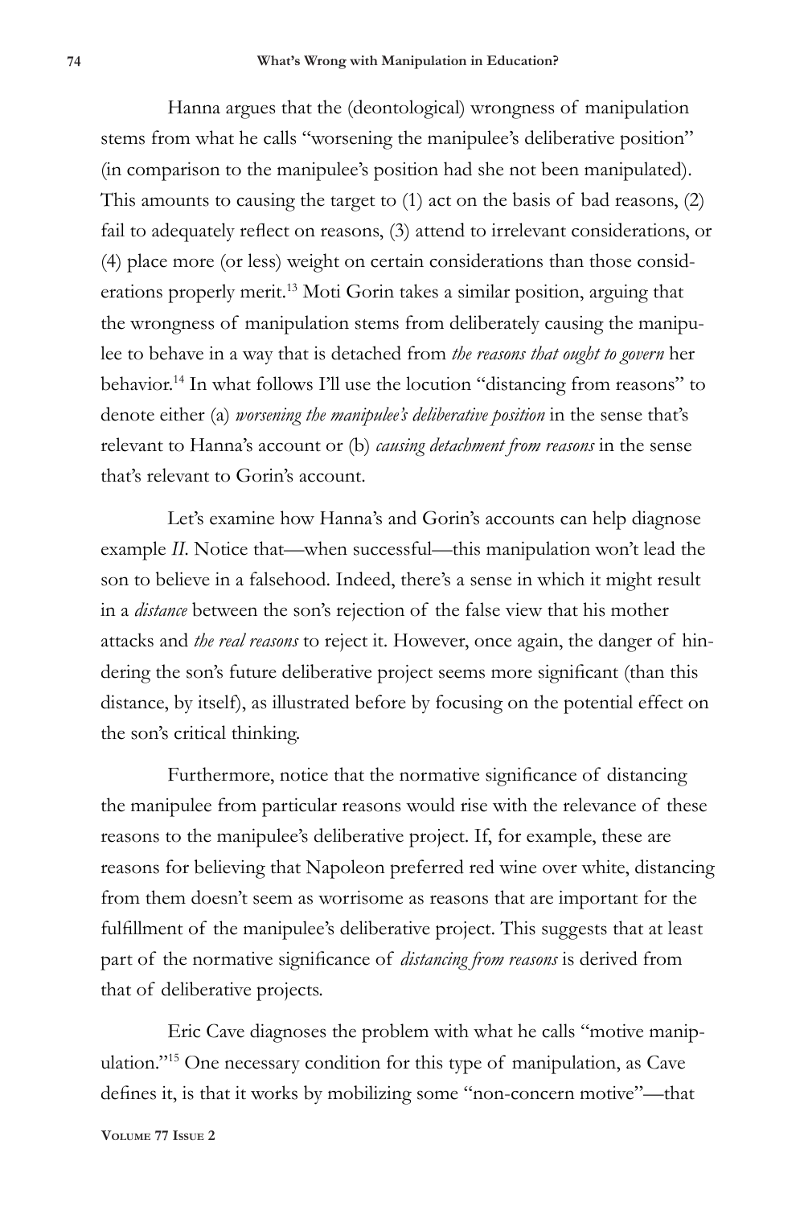Hanna argues that the (deontological) wrongness of manipulation stems from what he calls "worsening the manipulee's deliberative position" (in comparison to the manipulee's position had she not been manipulated). This amounts to causing the target to (1) act on the basis of bad reasons, (2) fail to adequately reflect on reasons, (3) attend to irrelevant considerations, or (4) place more (or less) weight on certain considerations than those considerations properly merit.[13] Moti Gorin takes a similar position, arguing that the wrongness of manipulation stems from deliberately causing the manipulee to behave in a way that is detached from *the reasons that ought to govern* her behavior.[14] In what follows I'll use the locution "distancing from reasons" to denote either (a) *worsening the manipulee's deliberative position* in the sense that's relevant to Hanna's account or (b) *causing detachment from reasons* in the sense that's relevant to Gorin's account.

Let's examine how Hanna's and Gorin's accounts can help diagnose example *II*. Notice that—when successful—this manipulation won't lead the son to believe in a falsehood. Indeed, there's a sense in which it might result in a *distance* between the son's rejection of the false view that his mother attacks and *the real reasons* to reject it. However, once again, the danger of hindering the son's future deliberative project seems more significant (than this distance, by itself), as illustrated before by focusing on the potential effect on the son's critical thinking.

Furthermore, notice that the normative significance of distancing the manipulee from particular reasons would rise with the relevance of these reasons to the manipulee's deliberative project. If, for example, these are reasons for believing that Napoleon preferred red wine over white, distancing from them doesn't seem as worrisome as reasons that are important for the fulfillment of the manipulee's deliberative project. This suggests that at least part of the normative significance of *distancing from reasons* is derived from that of deliberative projects.

Eric Cave diagnoses the problem with what he calls "motive manipulation."[15] One necessary condition for this type of manipulation, as Cave defines it, is that it works by mobilizing some "non-concern motive"—that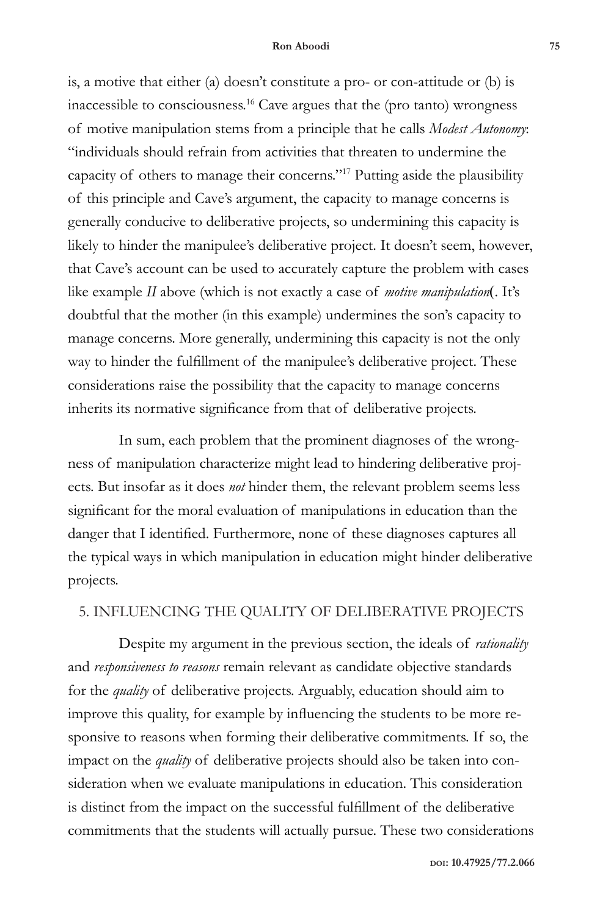is, a motive that either (a) doesn't constitute a pro- or con-attitude or (b) is inaccessible to consciousness.[16] Cave argues that the (pro tanto) wrongness of motive manipulation stems from a principle that he calls *Modest Autonomy*: "individuals should refrain from activities that threaten to undermine the capacity of others to manage their concerns."[17] Putting aside the plausibility of this principle and Cave's argument, the capacity to manage concerns is generally conducive to deliberative projects, so undermining this capacity is likely to hinder the manipulee's deliberative project. It doesn't seem, however, that Cave's account can be used to accurately capture the problem with cases like example *II* above (which is not exactly a case of *motive manipulation*(. It's doubtful that the mother (in this example) undermines the son's capacity to manage concerns. More generally, undermining this capacity is not the only way to hinder the fulfillment of the manipulee's deliberative project. These considerations raise the possibility that the capacity to manage concerns inherits its normative significance from that of deliberative projects.

In sum, each problem that the prominent diagnoses of the wrongness of manipulation characterize might lead to hindering deliberative projects. But insofar as it does *not* hinder them, the relevant problem seems less significant for the moral evaluation of manipulations in education than the danger that I identified. Furthermore, none of these diagnoses captures all the typical ways in which manipulation in education might hinder deliberative projects.

## 5. INFLUENCING THE QUALITY OF DELIBERATIVE PROJECTS

Despite my argument in the previous section, the ideals of *rationality* and *responsiveness to reasons* remain relevant as candidate objective standards for the *quality* of deliberative projects. Arguably, education should aim to improve this quality, for example by influencing the students to be more responsive to reasons when forming their deliberative commitments. If so, the impact on the *quality* of deliberative projects should also be taken into consideration when we evaluate manipulations in education. This consideration is distinct from the impact on the successful fulfillment of the deliberative commitments that the students will actually pursue. These two considerations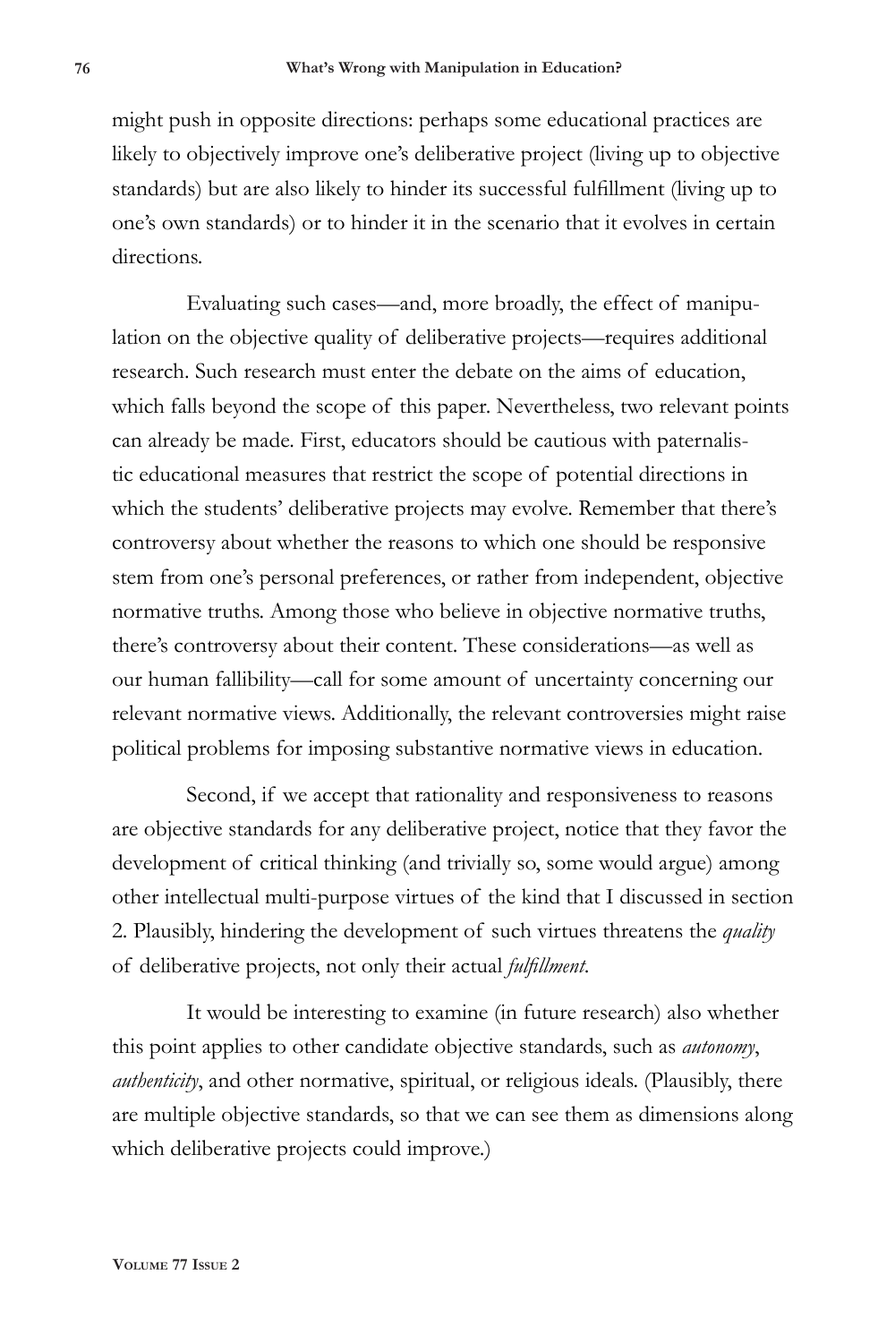might push in opposite directions: perhaps some educational practices are likely to objectively improve one's deliberative project (living up to objective standards) but are also likely to hinder its successful fulfillment (living up to one's own standards) or to hinder it in the scenario that it evolves in certain directions.

Evaluating such cases—and, more broadly, the effect of manipulation on the objective quality of deliberative projects—requires additional research. Such research must enter the debate on the aims of education, which falls beyond the scope of this paper. Nevertheless, two relevant points can already be made. First, educators should be cautious with paternalistic educational measures that restrict the scope of potential directions in which the students' deliberative projects may evolve. Remember that there's controversy about whether the reasons to which one should be responsive stem from one's personal preferences, or rather from independent, objective normative truths. Among those who believe in objective normative truths, there's controversy about their content. These considerations—as well as our human fallibility—call for some amount of uncertainty concerning our relevant normative views. Additionally, the relevant controversies might raise political problems for imposing substantive normative views in education.

Second, if we accept that rationality and responsiveness to reasons are objective standards for any deliberative project, notice that they favor the development of critical thinking (and trivially so, some would argue) among other intellectual multi-purpose virtues of the kind that I discussed in section 2. Plausibly, hindering the development of such virtues threatens the *quality* of deliberative projects, not only their actual *fulfillment*.

It would be interesting to examine (in future research) also whether this point applies to other candidate objective standards, such as *autonomy*, *authenticity*, and other normative, spiritual, or religious ideals. (Plausibly, there are multiple objective standards, so that we can see them as dimensions along which deliberative projects could improve.)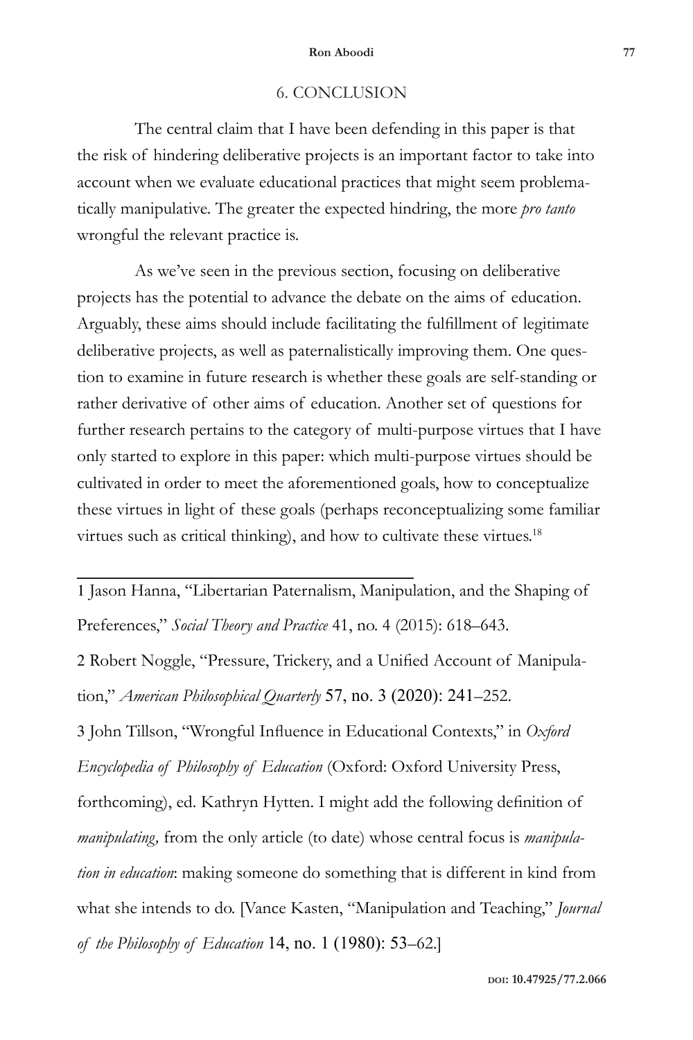## 6. CONCLUSION

The central claim that I have been defending in this paper is that the risk of hindering deliberative projects is an important factor to take into account when we evaluate educational practices that might seem problematically manipulative. The greater the expected hindring, the more *pro tanto* wrongful the relevant practice is.

As we've seen in the previous section, focusing on deliberative projects has the potential to advance the debate on the aims of education. Arguably, these aims should include facilitating the fulfillment of legitimate deliberative projects, as well as paternalistically improving them. One question to examine in future research is whether these goals are self-standing or rather derivative of other aims of education. Another set of questions for further research pertains to the category of multi-purpose virtues that I have only started to explore in this paper: which multi-purpose virtues should be cultivated in order to meet the aforementioned goals, how to conceptualize these virtues in light of these goals (perhaps reconceptualizing some familiar virtues such as critical thinking), and how to cultivate these virtues.[18]

---

1 Jason Hanna, "Libertarian Paternalism, Manipulation, and the Shaping of Preferences," *Social Theory and Practice* 41, no. 4 (2015): 618–643.

2 Robert Noggle, "Pressure, Trickery, and a Unified Account of Manipulation," *American Philosophical Quarterly* 57, no. 3 (2020): 241–252.

3 John Tillson, "Wrongful Influence in Educational Contexts," in *Oxford Encyclopedia of Philosophy of Education* (Oxford: Oxford University Press, forthcoming), ed. Kathryn Hytten. I might add the following definition of *manipulating,* from the only article (to date) whose central focus is *manipulation in education*: making someone do something that is different in kind from what she intends to do. [Vance Kasten, "Manipulation and Teaching," *Journal of the Philosophy of Education* 14, no. 1 (1980): 53–62.]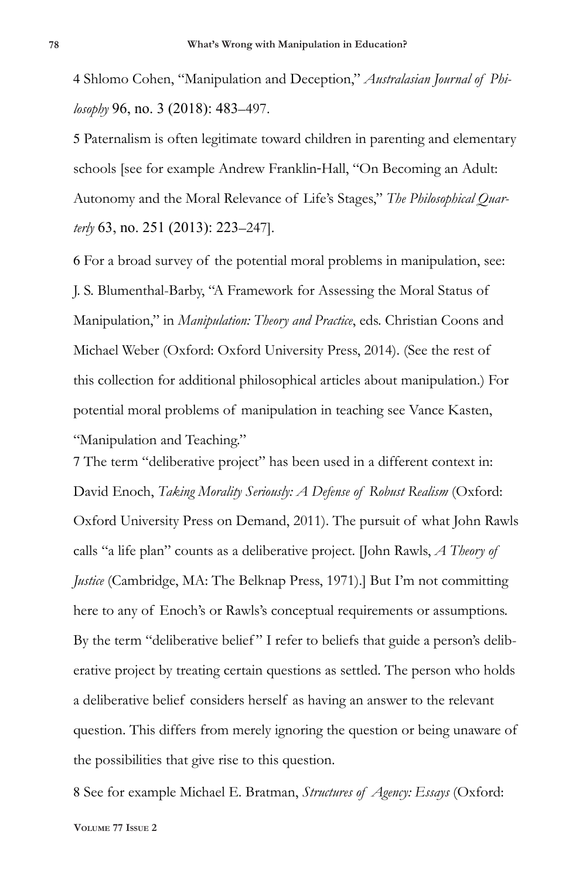4 Shlomo Cohen, "Manipulation and Deception," *Australasian Journal of Philosophy* 96, no. 3 (2018): 483–497.

5 Paternalism is often legitimate toward children in parenting and elementary schools [see for example Andrew Franklin-Hall, "On Becoming an Adult: Autonomy and the Moral Relevance of Life's Stages," *The Philosophical Quarterly* 63, no. 251 (2013): 223–247].

6 For a broad survey of the potential moral problems in manipulation, see: J. S. Blumenthal-Barby, "A Framework for Assessing the Moral Status of Manipulation," in *Manipulation: Theory and Practice*, eds. Christian Coons and Michael Weber (Oxford: Oxford University Press, 2014). (See the rest of this collection for additional philosophical articles about manipulation.) For potential moral problems of manipulation in teaching see Vance Kasten, "Manipulation and Teaching."

7 The term "deliberative project" has been used in a different context in: David Enoch, *Taking Morality Seriously: A Defense of Robust Realism* (Oxford: Oxford University Press on Demand, 2011). The pursuit of what John Rawls calls "a life plan" counts as a deliberative project. [John Rawls, *A Theory of Justice* (Cambridge, MA: The Belknap Press, 1971).] But I'm not committing here to any of Enoch's or Rawls's conceptual requirements or assumptions. By the term "deliberative belief" I refer to beliefs that guide a person's deliberative project by treating certain questions as settled. The person who holds a deliberative belief considers herself as having an answer to the relevant question. This differs from merely ignoring the question or being unaware of the possibilities that give rise to this question.

8 See for example Michael E. Bratman, *Structures of Agency: Essays* (Oxford: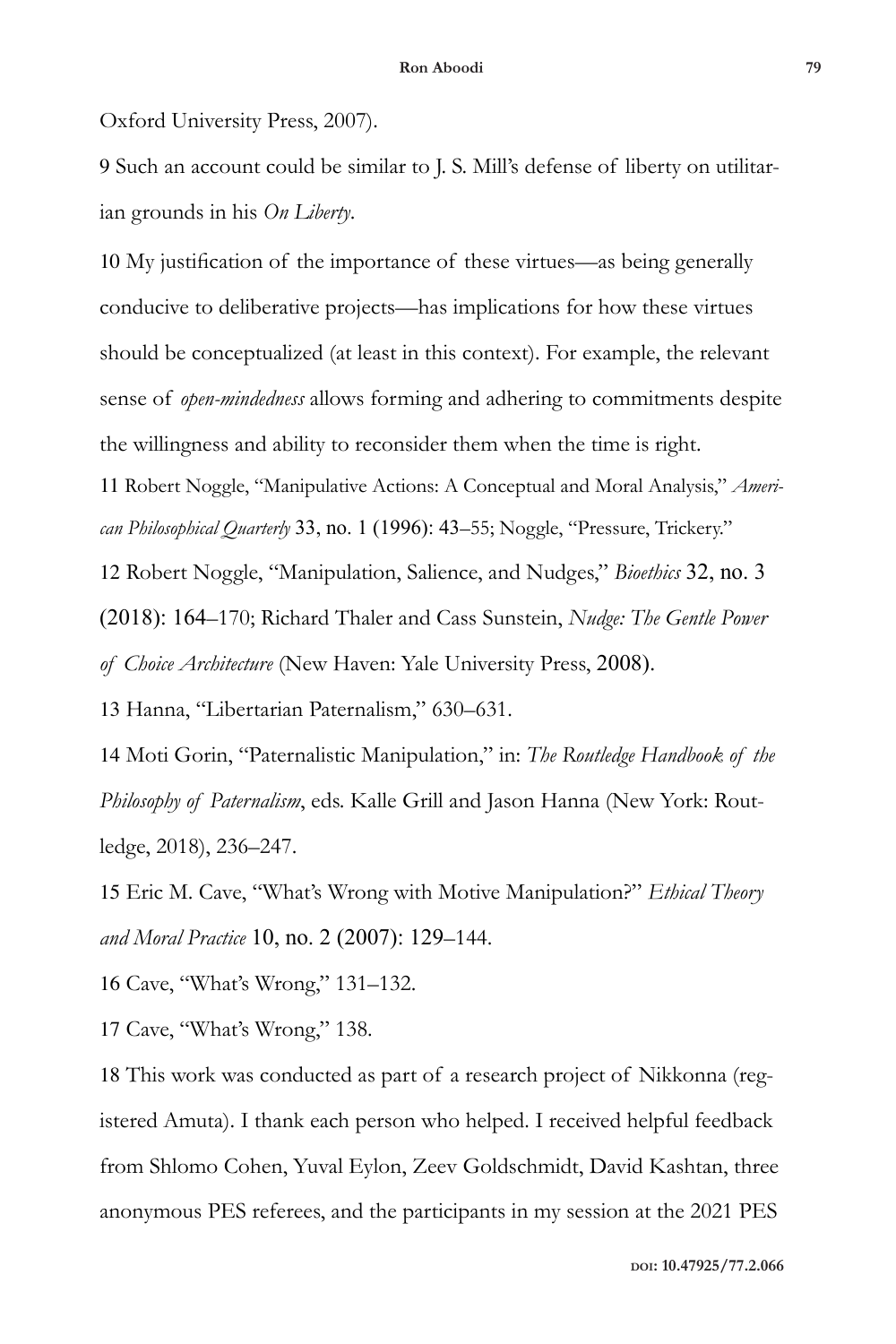Oxford University Press, 2007).

9 Such an account could be similar to J. S. Mill's defense of liberty on utilitarian grounds in his *On Liberty*.

10 My justification of the importance of these virtues—as being generally conducive to deliberative projects—has implications for how these virtues should be conceptualized (at least in this context). For example, the relevant sense of *open-mindedness* allows forming and adhering to commitments despite the willingness and ability to reconsider them when the time is right.

11 Robert Noggle, "Manipulative Actions: A Conceptual and Moral Analysis," *American Philosophical Quarterly* 33, no. 1 (1996): 43–55; Noggle, "Pressure, Trickery."

12 Robert Noggle, "Manipulation, Salience, and Nudges," *Bioethics* 32, no. 3 (2018): 164–170; Richard Thaler and Cass Sunstein, *Nudge: The Gentle Power of Choice Architecture* (New Haven: Yale University Press, 2008).

13 Hanna, "Libertarian Paternalism," 630–631.

14 Moti Gorin, "Paternalistic Manipulation," in: *The Routledge Handbook of the Philosophy of Paternalism*, eds. Kalle Grill and Jason Hanna (New York: Routledge, 2018), 236–247.

15 Eric M. Cave, "What's Wrong with Motive Manipulation?" *Ethical Theory and Moral Practice* 10, no. 2 (2007): 129–144.

16 Cave, "What's Wrong," 131–132.

17 Cave, "What's Wrong," 138.

18 This work was conducted as part of a research project of Nikkonna (registered Amuta). I thank each person who helped. I received helpful feedback from Shlomo Cohen, Yuval Eylon, Zeev Goldschmidt, David Kashtan, three anonymous PES referees, and the participants in my session at the 2021 PES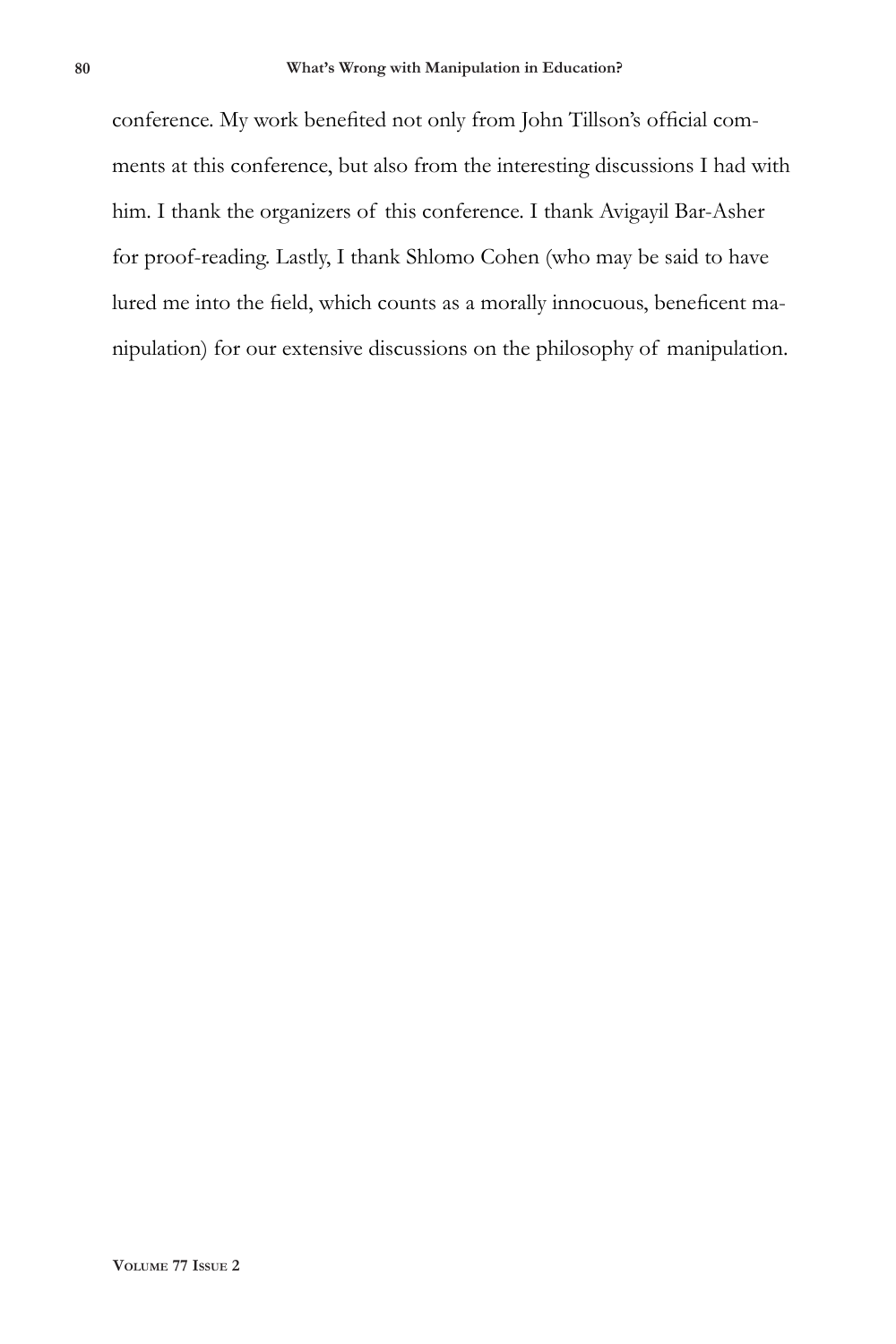conference. My work benefited not only from John Tillson's official comments at this conference, but also from the interesting discussions I had with him. I thank the organizers of this conference. I thank Avigayil Bar-Asher for proof-reading. Lastly, I thank Shlomo Cohen (who may be said to have lured me into the field, which counts as a morally innocuous, beneficent manipulation) for our extensive discussions on the philosophy of manipulation.